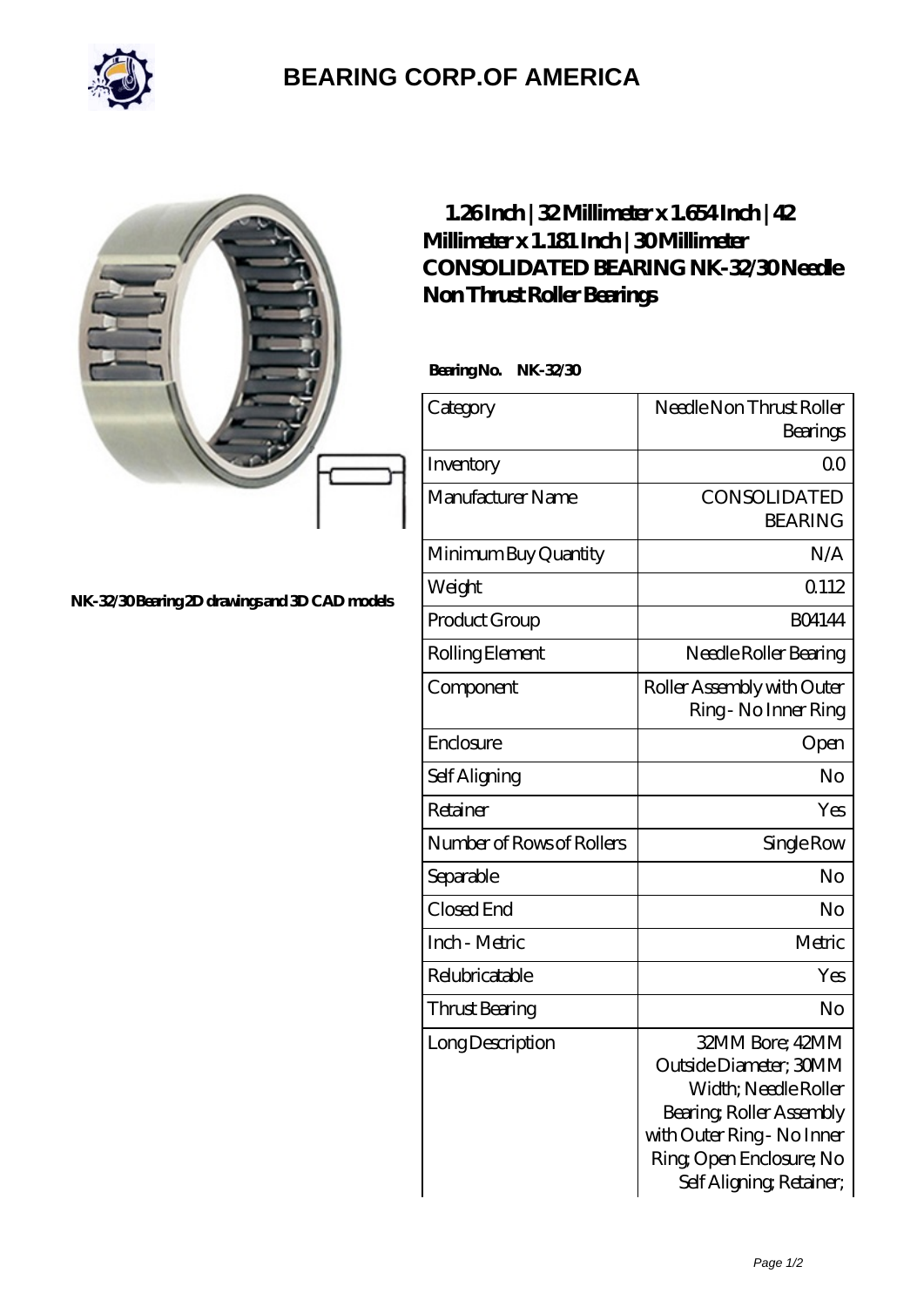# BEARING CORP.OF AMERICA

NK-32/30 Bearing 2D drawings and 3D CAD models

## 1.26 Inch | 32 Millimeter x 1.654 Inch | 42 Millimeter x 1.181 Inch | 30 Millimeter CONSOLIDATED BEARING NK-32/30 Needle Non Thrust Roller Bearings

**Bearing No. NK-32/30**

| Category | Needle Non Thrust Roller Bearings |
|---|---|
| Inventory | 0.0 |
| Manufacturer Name | CONSOLIDATED BEARING |
| Minimum Buy Quantity | N/A |
| Weight | 0.112 |
| Product Group | B04144 |
| Rolling Element | Needle Roller Bearing |
| Component | Roller Assembly with Outer Ring - No Inner Ring |
| Enclosure | Open |
| Self Aligning | No |
| Retainer | Yes |
| Number of Rows of Rollers | Single Row |
| Separable | No |
| Closed End | No |
| Inch - Metric | Metric |
| Relubricatable | Yes |
| Thrust Bearing | No |
| Long Description | 32MM Bore; 42MM Outside Diameter; 30MM Width; Needle Roller Bearing; Roller Assembly with Outer Ring - No Inner Ring; Open Enclosure; No Self Aligning; Retainer; |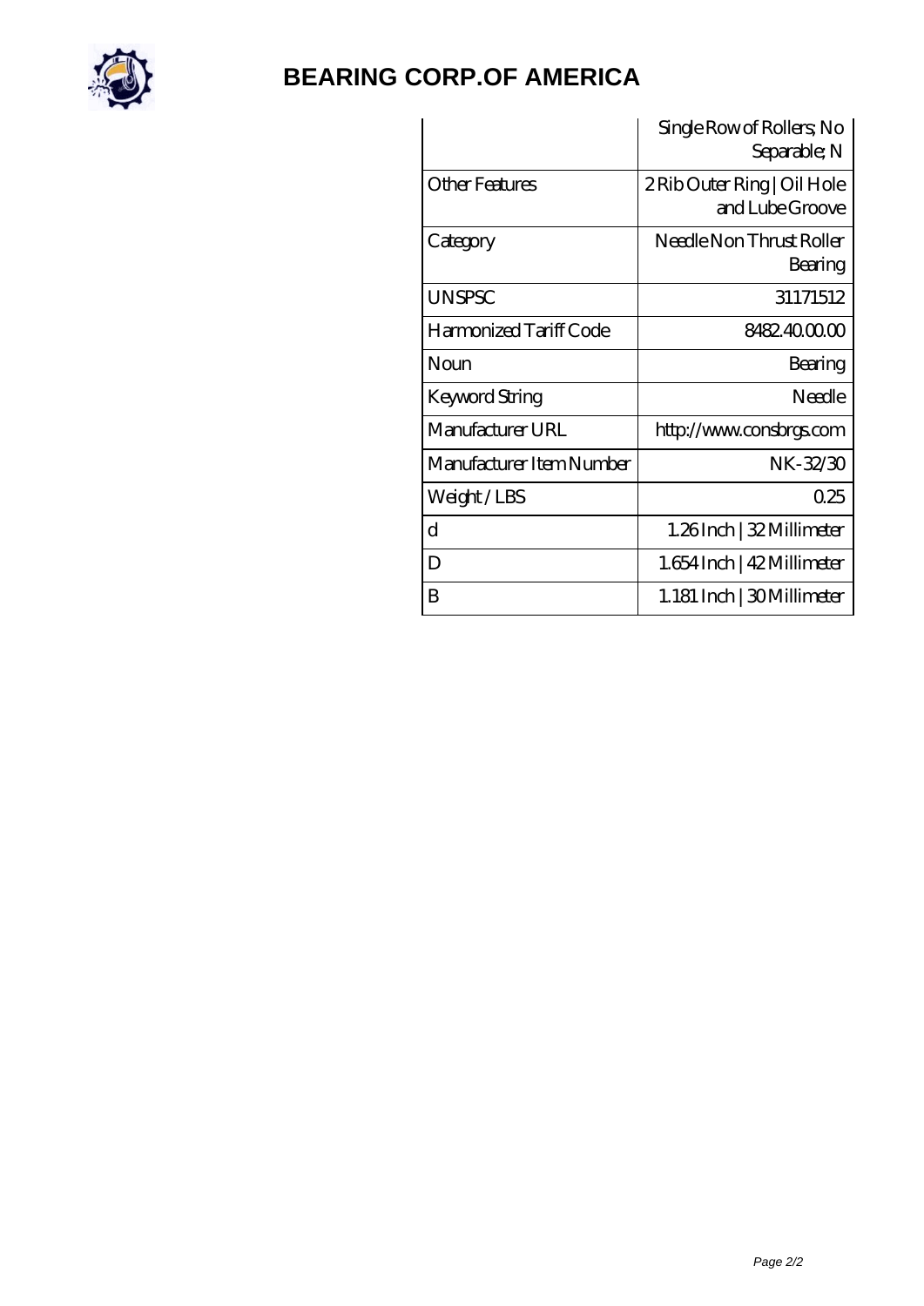| | |
|---|---|
| | Single Row of Rollers; No Separable; N |
| Other Features | 2 Rib Outer Ring \| Oil Hole and Lube Groove |
| Category | Needle Non Thrust Roller Bearing |
| UNSPSC | 31171512 |
| Harmonized Tariff Code | 8482.40.00.00 |
| Noun | Bearing |
| Keyword String | Needle |
| Manufacturer URL | http://www.consbrgs.com |
| Manufacturer Item Number | NK-32/30 |
| Weight / LBS | 0.25 |
| d | 1.26 Inch \| 32 Millimeter |
| D | 1.654 Inch \| 42 Millimeter |
| B | 1.181 Inch \| 30 Millimeter |